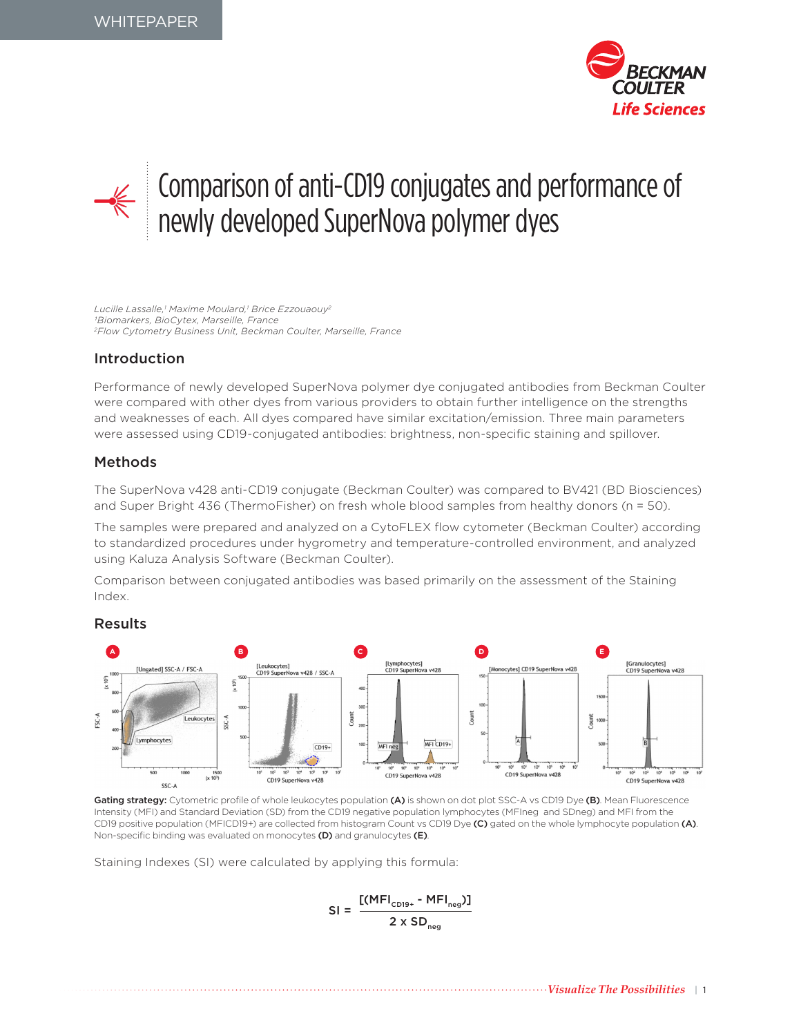WHITEPAPER

# Comparison of anti-CD19 conjugates and performance of newly developed SuperNova polymer dyes

*Lucille Lassalle,[1] Maxime Moulard,[1] Brice Ezzouaouy[2]*
*[1]Biomarkers, BioCytex, Marseille, France*
*[2]Flow Cytometry Business Unit, Beckman Coulter, Marseille, France*

## Introduction

Performance of newly developed SuperNova polymer dye conjugated antibodies from Beckman Coulter were compared with other dyes from various providers to obtain further intelligence on the strengths and weaknesses of each. All dyes compared have similar excitation/emission. Three main parameters were assessed using CD19-conjugated antibodies: brightness, non-specific staining and spillover.

## Methods

The SuperNova v428 anti-CD19 conjugate (Beckman Coulter) was compared to BV421 (BD Biosciences) and Super Bright 436 (ThermoFisher) on fresh whole blood samples from healthy donors (n = 50).

The samples were prepared and analyzed on a CytoFLEX flow cytometer (Beckman Coulter) according to standardized procedures under hygrometry and temperature-controlled environment, and analyzed using Kaluza Analysis Software (Beckman Coulter).

Comparison between conjugated antibodies was based primarily on the assessment of the Staining Index.

## Results

**Gating strategy:** Cytometric profile of whole leukocytes population **(A)** is shown on dot plot SSC-A vs CD19 Dye **(B)**. Mean Fluorescence Intensity (MFI) and Standard Deviation (SD) from the CD19 negative population lymphocytes (MFIneg and SDneg) and MFI from the CD19 positive population (MFICD19+) are collected from histogram Count vs CD19 Dye **(C)** gated on the whole lymphocyte population **(A)**. Non-specific binding was evaluated on monocytes **(D)** and granulocytes **(E)**.

Staining Indexes (SI) were calculated by applying this formula:

$$SI = \frac{[(MFI_{CD19+} - MFI_{neg})]}{2 \times SD_{neg}}$$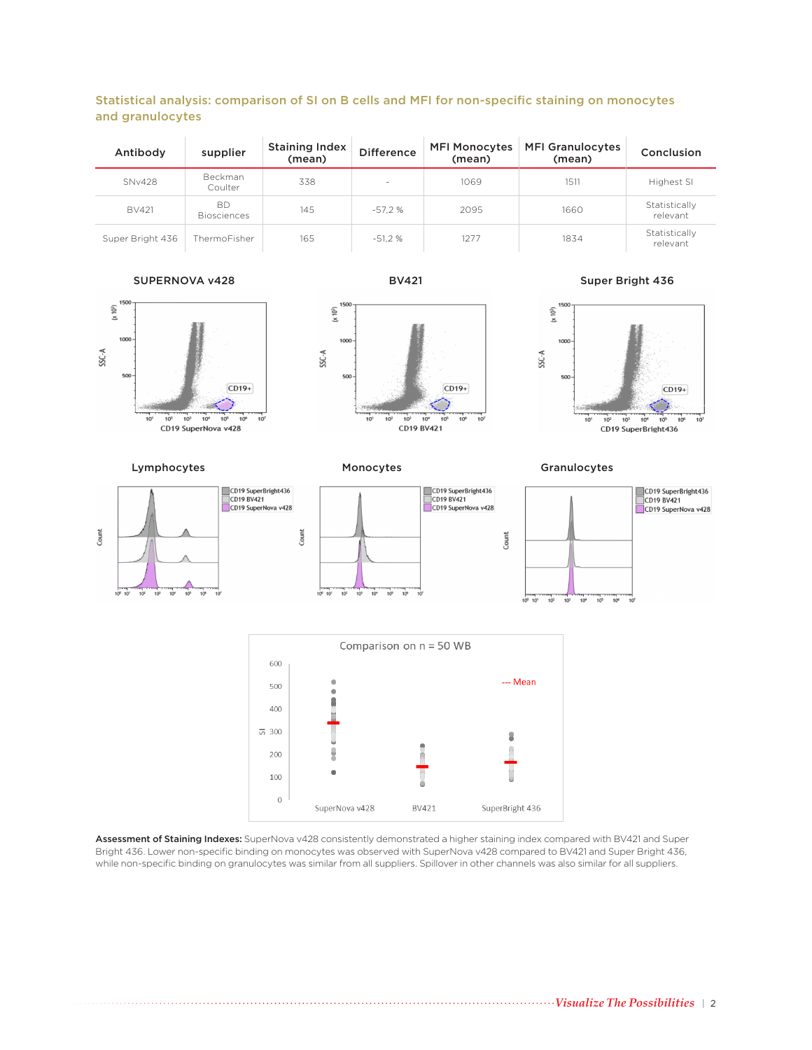## Statistical analysis: comparison of SI on B cells and MFI for non-specific staining on monocytes and granulocytes

| Antibody | supplier | Staining Index (mean) | Difference | MFI Monocytes (mean) | MFI Granulocytes (mean) | Conclusion |
|---|---|---|---|---|---|---|
| SNv428 | Beckman Coulter | 338 | - | 1069 | 1511 | Highest SI |
| BV421 | BD Biosciences | 145 | -57,2 % | 2095 | 1660 | Statistically relevant |
| Super Bright 436 | ThermoFisher | 165 | -51,2 % | 1277 | 1834 | Statistically relevant |

**Assessment of Staining Indexes:** SuperNova v428 consistently demonstrated a higher staining index compared with BV421 and Super Bright 436. Lower non-specific binding on monocytes was observed with SuperNova v428 compared to BV421 and Super Bright 436, while non-specific binding on granulocytes was similar from all suppliers. Spillover in other channels was also similar for all suppliers.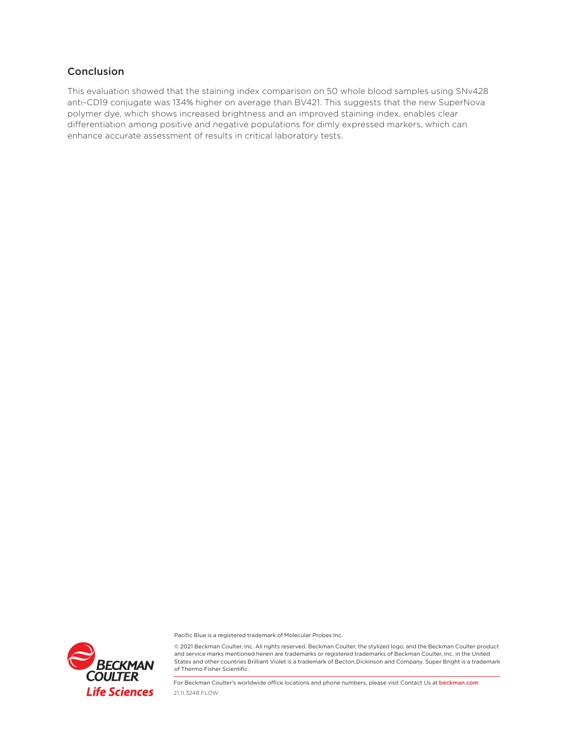## Conclusion

This evaluation showed that the staining index comparison on 50 whole blood samples using SNv428 anti-CD19 conjugate was 134% higher on average than BV421. This suggests that the new SuperNova polymer dye, which shows increased brightness and an improved staining index, enables clear differentiation among positive and negative populations for dimly expressed markers, which can enhance accurate assessment of results in critical laboratory tests.

Pacific Blue is a registered trademark of Molecular Probes Inc.

© 2021 Beckman Coulter, Inc. All rights reserved. Beckman Coulter, the stylized logo, and the Beckman Coulter product and service marks mentioned herein are trademarks or registered trademarks of Beckman Coulter, Inc. in the United States and other countries Brilliant Violet is a trademark of Becton,Dickinson and Company. Super Bright is a trademark of Thermo Fisher Scientific.

For Beckman Coulter's worldwide office locations and phone numbers, please visit Contact Us at beckman.com

21.11.3248.FLOW